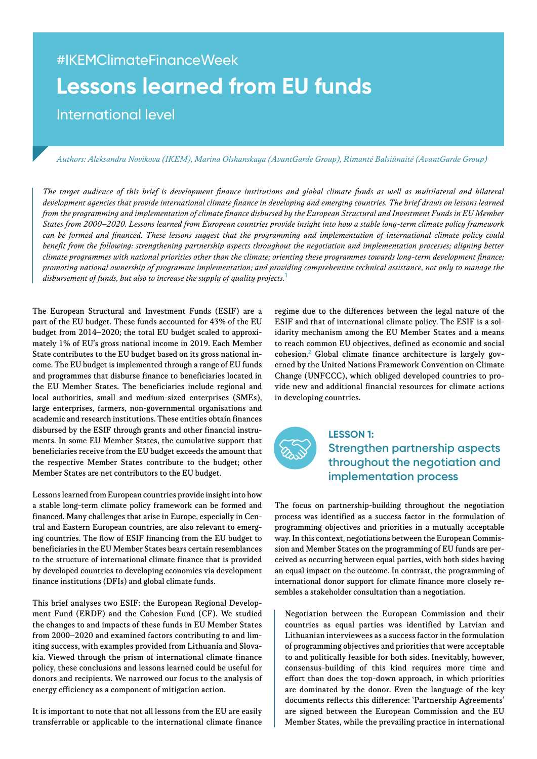#IKEMClimateFinanceWeek

# Lessons learned from EU funds

International level

*Authors: Aleksandra Novikova (IKEM), Marina Olshanskaya (AvantGarde Group), Rimantė Balsiūnaitė (AvantGarde Group)*

*The target audience of this brief is development finance institutions and global climate funds as well as multilateral and bilateral development agencies that provide international climate finance in developing and emerging countries. The brief draws on lessons learned from the programming and implementation of climate finance disbursed by the European Structural and Investment Funds in EU Member States from 2000–2020. Lessons learned from European countries provide insight into how a stable long-term climate policy framework can be formed and financed. These lessons suggest that the programming and implementation of international climate policy could benefit from the following: strengthening partnership aspects throughout the negotiation and implementation processes; aligning better climate programmes with national priorities other than the climate; orienting these programmes towards long-term development finance; promoting national ownership of programme implementation; and providing comprehensive technical assistance, not only to manage the disbursement of funds, but also to increase the supply of quality projects.*[1]

The European Structural and Investment Funds (ESIF) are a part of the EU budget. These funds accounted for 43% of the EU budget from 2014–2020; the total EU budget scaled to approximately 1% of EU's gross national income in 2019. Each Member State contributes to the EU budget based on its gross national income. The EU budget is implemented through a range of EU funds and programmes that disburse finance to beneficiaries located in the EU Member States. The beneficiaries include regional and local authorities, small and medium-sized enterprises (SMEs), large enterprises, farmers, non-governmental organisations and academic and research institutions. These entities obtain finances disbursed by the ESIF through grants and other financial instruments. In some EU Member States, the cumulative support that beneficiaries receive from the EU budget exceeds the amount that the respective Member States contribute to the budget; other Member States are net contributors to the EU budget.

Lessons learned from European countries provide insight into how a stable long-term climate policy framework can be formed and financed. Many challenges that arise in Europe, especially in Central and Eastern European countries, are also relevant to emerging countries. The flow of ESIF financing from the EU budget to beneficiaries in the EU Member States bears certain resemblances to the structure of international climate finance that is provided by developed countries to developing economies via development finance institutions (DFIs) and global climate funds.

This brief analyses two ESIF: the European Regional Development Fund (ERDF) and the Cohesion Fund (CF). We studied the changes to and impacts of these funds in EU Member States from 2000–2020 and examined factors contributing to and limiting success, with examples provided from Lithuania and Slovakia. Viewed through the prism of international climate finance policy, these conclusions and lessons learned could be useful for donors and recipients. We narrowed our focus to the analysis of energy efficiency as a component of mitigation action.

It is important to note that not all lessons from the EU are easily transferrable or applicable to the international climate finance regime due to the differences between the legal nature of the ESIF and that of international climate policy. The ESIF is a solidarity mechanism among the EU Member States and a means to reach common EU objectives, defined as economic and social cohesion.[2] Global climate finance architecture is largely governed by the United Nations Framework Convention on Climate Change (UNFCCC), which obliged developed countries to provide new and additional financial resources for climate actions in developing countries.

## LESSON 1: Strengthen partnership aspects throughout the negotiation and implementation process

The focus on partnership-building throughout the negotiation process was identified as a success factor in the formulation of programming objectives and priorities in a mutually acceptable way. In this context, negotiations between the European Commission and Member States on the programming of EU funds are perceived as occurring between equal parties, with both sides having an equal impact on the outcome. In contrast, the programming of international donor support for climate finance more closely resembles a stakeholder consultation than a negotiation.

> Negotiation between the European Commission and their countries as equal parties was identified by Latvian and Lithuanian interviewees as a success factor in the formulation of programming objectives and priorities that were acceptable to and politically feasible for both sides. Inevitably, however, consensus-building of this kind requires more time and effort than does the top-down approach, in which priorities are dominated by the donor. Even the language of the key documents reflects this difference: 'Partnership Agreements' are signed between the European Commission and the EU Member States, while the prevailing practice in international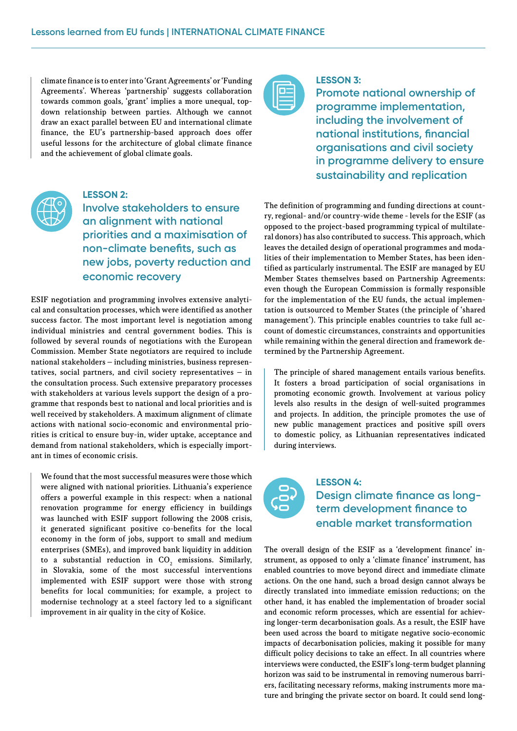climate finance is to enter into 'Grant Agreements' or 'Funding Agreements'. Whereas 'partnership' suggests collaboration towards common goals, 'grant' implies a more unequal, top-down relationship between parties. Although we cannot draw an exact parallel between EU and international climate finance, the EU's partnership-based approach does offer useful lessons for the architecture of global climate finance and the achievement of global climate goals.

## LESSON 2: Involve stakeholders to ensure an alignment with national priorities and a maximisation of non-climate benefits, such as new jobs, poverty reduction and economic recovery

ESIF negotiation and programming involves extensive analytical and consultation processes, which were identified as another success factor. The most important level is negotiation among individual ministries and central government bodies. This is followed by several rounds of negotiations with the European Commission. Member State negotiators are required to include national stakeholders – including ministries, business representatives, social partners, and civil society representatives – in the consultation process. Such extensive preparatory processes with stakeholders at various levels support the design of a programme that responds best to national and local priorities and is well received by stakeholders. A maximum alignment of climate actions with national socio-economic and environmental priorities is critical to ensure buy-in, wider uptake, acceptance and demand from national stakeholders, which is especially important in times of economic crisis.

We found that the most successful measures were those which were aligned with national priorities. Lithuania's experience offers a powerful example in this respect: when a national renovation programme for energy efficiency in buildings was launched with ESIF support following the 2008 crisis, it generated significant positive co-benefits for the local economy in the form of jobs, support to small and medium enterprises (SMEs), and improved bank liquidity in addition to a substantial reduction in $CO_2$ emissions. Similarly, in Slovakia, some of the most successful interventions implemented with ESIF support were those with strong benefits for local communities; for example, a project to modernise technology at a steel factory led to a significant improvement in air quality in the city of Košice.

## LESSON 3: Promote national ownership of programme implementation, including the involvement of national institutions, financial organisations and civil society in programme delivery to ensure sustainability and replication

The definition of programming and funding directions at country, regional- and/or country-wide theme - levels for the ESIF (as opposed to the project-based programming typical of multilateral donors) has also contributed to success. This approach, which leaves the detailed design of operational programmes and modalities of their implementation to Member States, has been identified as particularly instrumental. The ESIF are managed by EU Member States themselves based on Partnership Agreements: even though the European Commission is formally responsible for the implementation of the EU funds, the actual implementation is outsourced to Member States (the principle of 'shared management'). This principle enables countries to take full account of domestic circumstances, constraints and opportunities while remaining within the general direction and framework determined by the Partnership Agreement.

The principle of shared management entails various benefits. It fosters a broad participation of social organisations in promoting economic growth. Involvement at various policy levels also results in the design of well-suited programmes and projects. In addition, the principle promotes the use of new public management practices and positive spill overs to domestic policy, as Lithuanian representatives indicated during interviews.

## LESSON 4: Design climate finance as long-term development finance to enable market transformation

The overall design of the ESIF as a 'development finance' instrument, as opposed to only a 'climate finance' instrument, has enabled countries to move beyond direct and immediate climate actions. On the one hand, such a broad design cannot always be directly translated into immediate emission reductions; on the other hand, it has enabled the implementation of broader social and economic reform processes, which are essential for achieving longer-term decarbonisation goals. As a result, the ESIF have been used across the board to mitigate negative socio-economic impacts of decarbonisation policies, making it possible for many difficult policy decisions to take an effect. In all countries where interviews were conducted, the ESIF's long-term budget planning horizon was said to be instrumental in removing numerous barriers, facilitating necessary reforms, making instruments more mature and bringing the private sector on board. It could send long-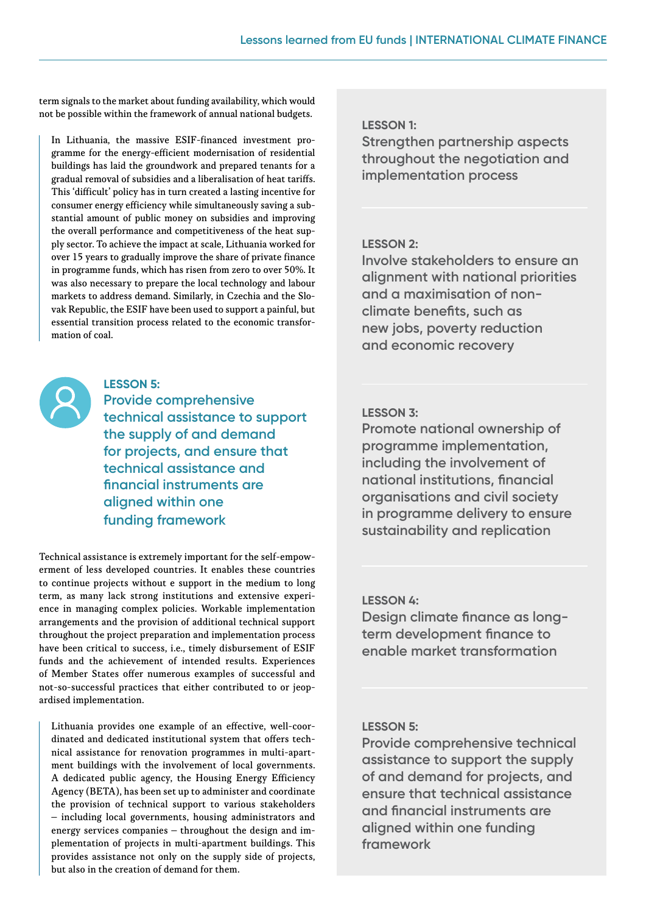term signals to the market about funding availability, which would not be possible within the framework of annual national budgets.

> In Lithuania, the massive ESIF-financed investment programme for the energy-efficient modernisation of residential buildings has laid the groundwork and prepared tenants for a gradual removal of subsidies and a liberalisation of heat tariffs. This 'difficult' policy has in turn created a lasting incentive for consumer energy efficiency while simultaneously saving a substantial amount of public money on subsidies and improving the overall performance and competitiveness of the heat supply sector. To achieve the impact at scale, Lithuania worked for over 15 years to gradually improve the share of private finance in programme funds, which has risen from zero to over 50%. It was also necessary to prepare the local technology and labour markets to address demand. Similarly, in Czechia and the Slovak Republic, the ESIF have been used to support a painful, but essential transition process related to the economic transformation of coal.

## LESSON 5: Provide comprehensive technical assistance to support the supply of and demand for projects, and ensure that technical assistance and financial instruments are aligned within one funding framework

Technical assistance is extremely important for the self-empowerment of less developed countries. It enables these countries to continue projects without e support in the medium to long term, as many lack strong institutions and extensive experience in managing complex policies. Workable implementation arrangements and the provision of additional technical support throughout the project preparation and implementation process have been critical to success, i.e., timely disbursement of ESIF funds and the achievement of intended results. Experiences of Member States offer numerous examples of successful and not-so-successful practices that either contributed to or jeopardised implementation.

> Lithuania provides one example of an effective, well-coordinated and dedicated institutional system that offers technical assistance for renovation programmes in multi-apartment buildings with the involvement of local governments. A dedicated public agency, the Housing Energy Efficiency Agency (BETA), has been set up to administer and coordinate the provision of technical support to various stakeholders – including local governments, housing administrators and energy services companies – throughout the design and implementation of projects in multi-apartment buildings. This provides assistance not only on the supply side of projects, but also in the creation of demand for them.

**LESSON 1:**
Strengthen partnership aspects throughout the negotiation and implementation process

**LESSON 2:**
Involve stakeholders to ensure an alignment with national priorities and a maximisation of non-climate benefits, such as new jobs, poverty reduction and economic recovery

**LESSON 3:**
Promote national ownership of programme implementation, including the involvement of national institutions, financial organisations and civil society in programme delivery to ensure sustainability and replication

**LESSON 4:**
Design climate finance as long-term development finance to enable market transformation

**LESSON 5:**
Provide comprehensive technical assistance to support the supply of and demand for projects, and ensure that technical assistance and financial instruments are aligned within one funding framework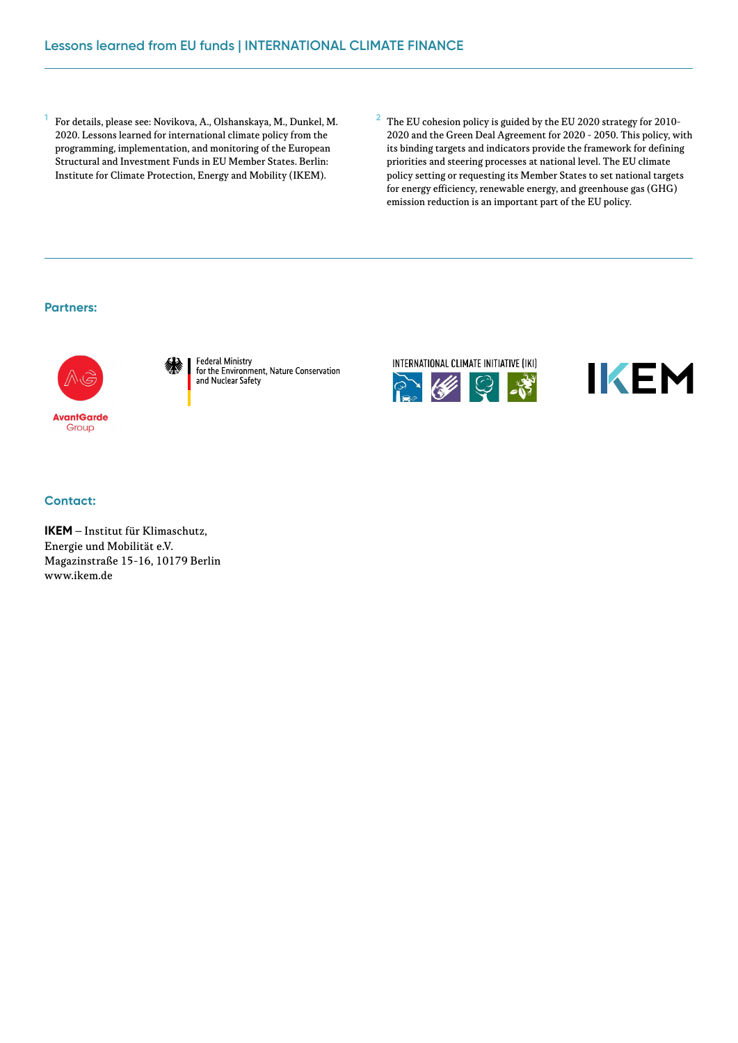[1] For details, please see: Novikova, A., Olshanskaya, M., Dunkel, M. 2020. Lessons learned for international climate policy from the programming, implementation, and monitoring of the European Structural and Investment Funds in EU Member States. Berlin: Institute for Climate Protection, Energy and Mobility (IKEM).

[2] The EU cohesion policy is guided by the EU 2020 strategy for 2010-2020 and the Green Deal Agreement for 2020 - 2050. This policy, with its binding targets and indicators provide the framework for defining priorities and steering processes at national level. The EU climate policy setting or requesting its Member States to set national targets for energy efficiency, renewable energy, and greenhouse gas (GHG) emission reduction is an important part of the EU policy.

## Partners:

AvantGarde Group

Federal Ministry for the Environment, Nature Conservation and Nuclear Safety

INTERNATIONAL CLIMATE INITIATIVE (IKI)

IKEM

## Contact:

**IKEM** – Institut für Klimaschutz, Energie und Mobilität e.V.
Magazinstraße 15-16, 10179 Berlin
www.ikem.de